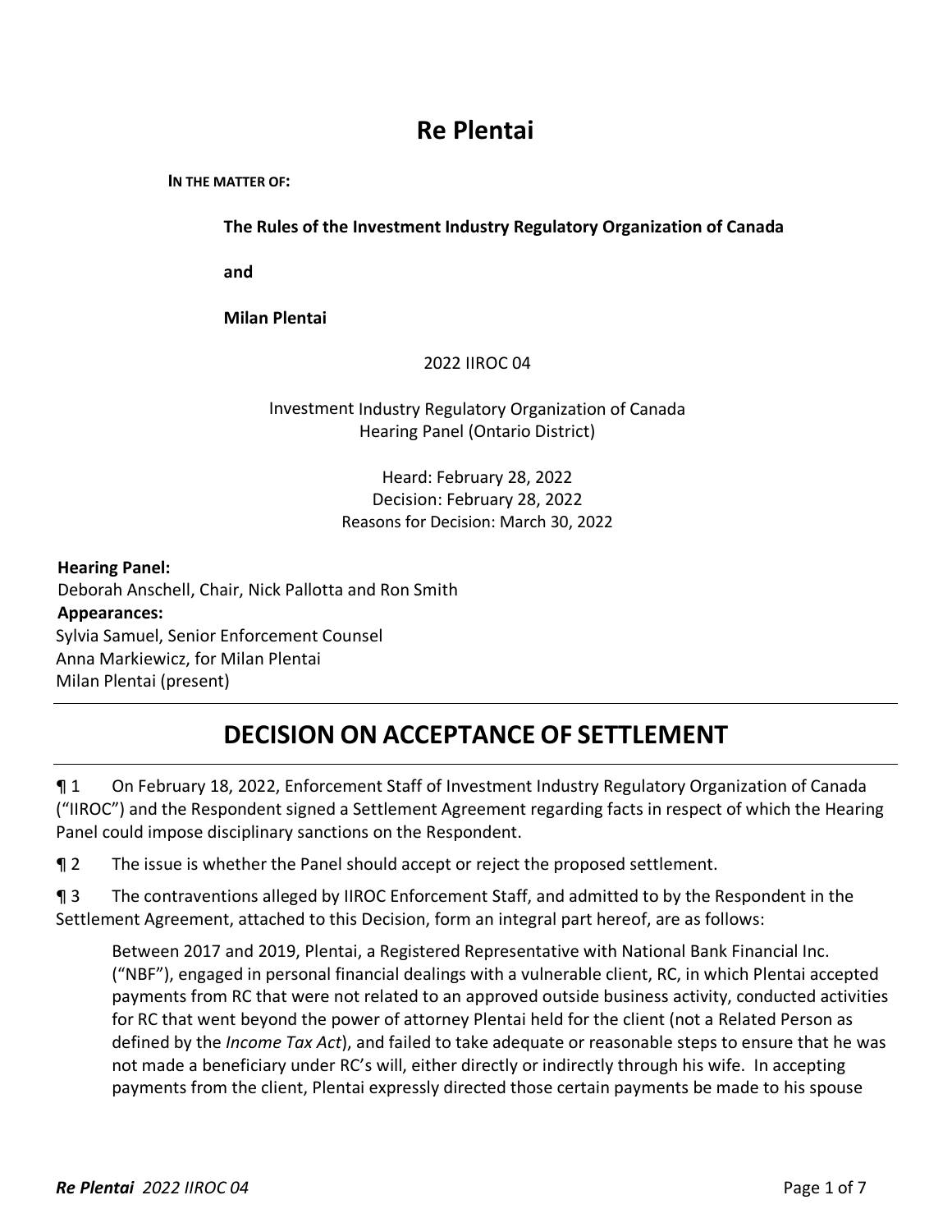# Re Plentai

**IN THE MATTER OF:**

**The Rules of the Investment Industry Regulatory Organization of Canada**

**and**

**Milan Plentai**

2022 IIROC 04

Investment Industry Regulatory Organization of Canada
Hearing Panel (Ontario District)

Heard: February 28, 2022
Decision: February 28, 2022
Reasons for Decision: March 30, 2022

**Hearing Panel:**
Deborah Anschell, Chair, Nick Pallotta and Ron Smith

**Appearances:**
Sylvia Samuel, Senior Enforcement Counsel
Anna Markiewicz, for Milan Plentai
Milan Plentai (present)

## DECISION ON ACCEPTANCE OF SETTLEMENT

¶ 1 On February 18, 2022, Enforcement Staff of Investment Industry Regulatory Organization of Canada ("IIROC") and the Respondent signed a Settlement Agreement regarding facts in respect of which the Hearing Panel could impose disciplinary sanctions on the Respondent.

¶ 2 The issue is whether the Panel should accept or reject the proposed settlement.

¶ 3 The contraventions alleged by IIROC Enforcement Staff, and admitted to by the Respondent in the Settlement Agreement, attached to this Decision, form an integral part hereof, are as follows:

> Between 2017 and 2019, Plentai, a Registered Representative with National Bank Financial Inc. ("NBF"), engaged in personal financial dealings with a vulnerable client, RC, in which Plentai accepted payments from RC that were not related to an approved outside business activity, conducted activities for RC that went beyond the power of attorney Plentai held for the client (not a Related Person as defined by the *Income Tax Act*), and failed to take adequate or reasonable steps to ensure that he was not made a beneficiary under RC's will, either directly or indirectly through his wife. In accepting payments from the client, Plentai expressly directed those certain payments be made to his spouse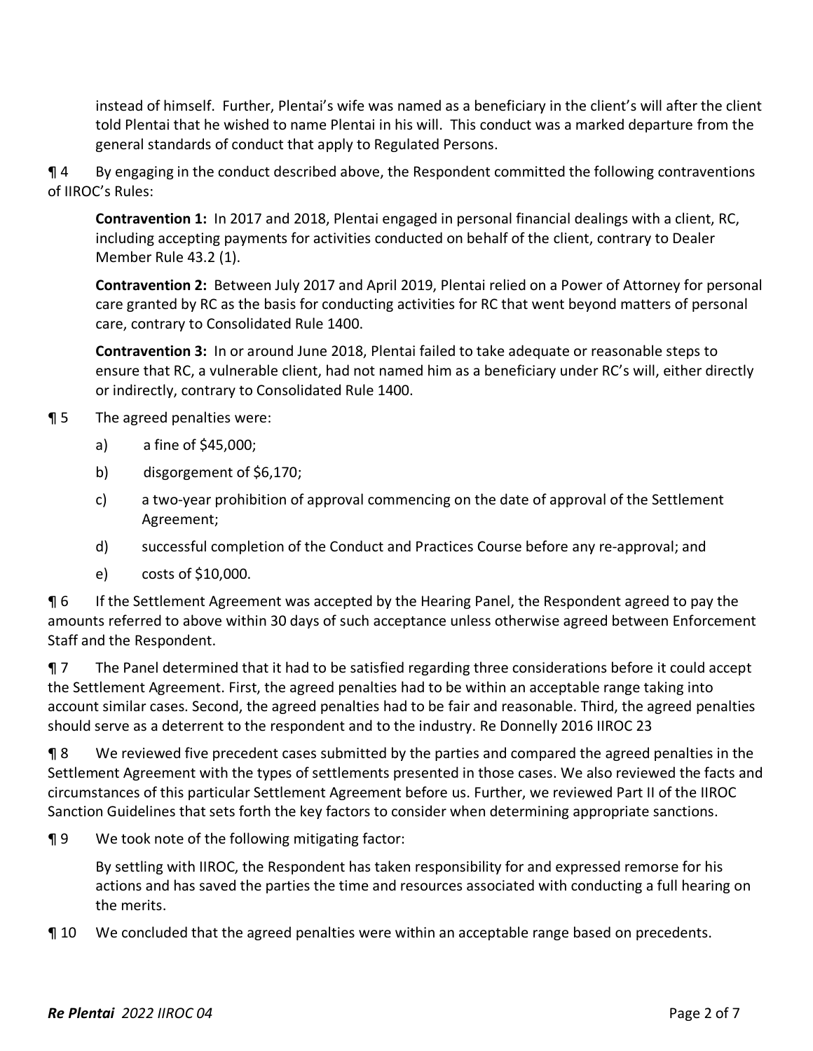instead of himself. Further, Plentai's wife was named as a beneficiary in the client's will after the client told Plentai that he wished to name Plentai in his will. This conduct was a marked departure from the general standards of conduct that apply to Regulated Persons.

¶ 4 By engaging in the conduct described above, the Respondent committed the following contraventions of IIROC's Rules:

> **Contravention 1:** In 2017 and 2018, Plentai engaged in personal financial dealings with a client, RC, including accepting payments for activities conducted on behalf of the client, contrary to Dealer Member Rule 43.2 (1).
>
> **Contravention 2:** Between July 2017 and April 2019, Plentai relied on a Power of Attorney for personal care granted by RC as the basis for conducting activities for RC that went beyond matters of personal care, contrary to Consolidated Rule 1400.
>
> **Contravention 3:** In or around June 2018, Plentai failed to take adequate or reasonable steps to ensure that RC, a vulnerable client, had not named him as a beneficiary under RC's will, either directly or indirectly, contrary to Consolidated Rule 1400.

¶ 5 The agreed penalties were:

a) a fine of $45,000;

b) disgorgement of $6,170;

c) a two-year prohibition of approval commencing on the date of approval of the Settlement Agreement;

d) successful completion of the Conduct and Practices Course before any re-approval; and

e) costs of $10,000.

¶ 6 If the Settlement Agreement was accepted by the Hearing Panel, the Respondent agreed to pay the amounts referred to above within 30 days of such acceptance unless otherwise agreed between Enforcement Staff and the Respondent.

¶ 7 The Panel determined that it had to be satisfied regarding three considerations before it could accept the Settlement Agreement. First, the agreed penalties had to be within an acceptable range taking into account similar cases. Second, the agreed penalties had to be fair and reasonable. Third, the agreed penalties should serve as a deterrent to the respondent and to the industry. Re Donnelly 2016 IIROC 23

¶ 8 We reviewed five precedent cases submitted by the parties and compared the agreed penalties in the Settlement Agreement with the types of settlements presented in those cases. We also reviewed the facts and circumstances of this particular Settlement Agreement before us. Further, we reviewed Part II of the IIROC Sanction Guidelines that sets forth the key factors to consider when determining appropriate sanctions.

¶ 9 We took note of the following mitigating factor:

> By settling with IIROC, the Respondent has taken responsibility for and expressed remorse for his actions and has saved the parties the time and resources associated with conducting a full hearing on the merits.

¶ 10 We concluded that the agreed penalties were within an acceptable range based on precedents.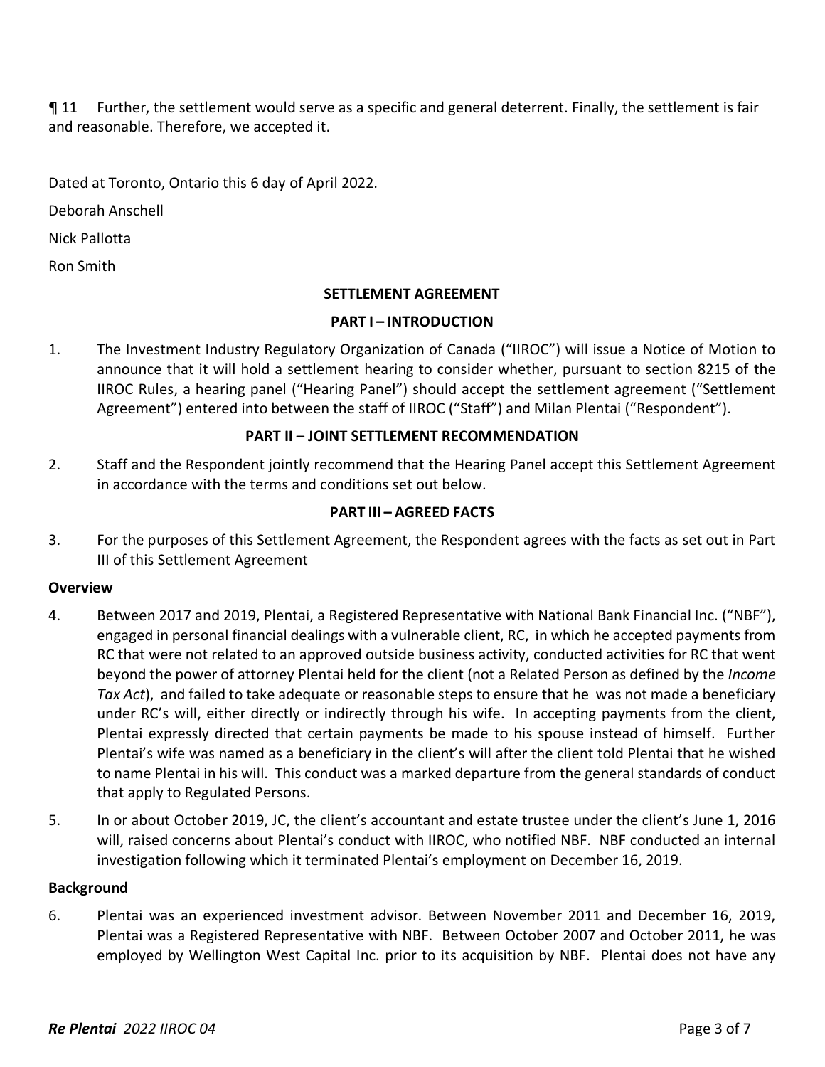¶ 11 Further, the settlement would serve as a specific and general deterrent. Finally, the settlement is fair and reasonable. Therefore, we accepted it.

Dated at Toronto, Ontario this 6 day of April 2022.

Deborah Anschell

Nick Pallotta

Ron Smith

## SETTLEMENT AGREEMENT

### PART I – INTRODUCTION

1. The Investment Industry Regulatory Organization of Canada ("IIROC") will issue a Notice of Motion to announce that it will hold a settlement hearing to consider whether, pursuant to section 8215 of the IIROC Rules, a hearing panel ("Hearing Panel") should accept the settlement agreement ("Settlement Agreement") entered into between the staff of IIROC ("Staff") and Milan Plentai ("Respondent").

### PART II – JOINT SETTLEMENT RECOMMENDATION

2. Staff and the Respondent jointly recommend that the Hearing Panel accept this Settlement Agreement in accordance with the terms and conditions set out below.

### PART III – AGREED FACTS

3. For the purposes of this Settlement Agreement, the Respondent agrees with the facts as set out in Part III of this Settlement Agreement

**Overview**

4. Between 2017 and 2019, Plentai, a Registered Representative with National Bank Financial Inc. ("NBF"), engaged in personal financial dealings with a vulnerable client, RC, in which he accepted payments from RC that were not related to an approved outside business activity, conducted activities for RC that went beyond the power of attorney Plentai held for the client (not a Related Person as defined by the *Income Tax Act*), and failed to take adequate or reasonable steps to ensure that he was not made a beneficiary under RC's will, either directly or indirectly through his wife. In accepting payments from the client, Plentai expressly directed that certain payments be made to his spouse instead of himself. Further Plentai's wife was named as a beneficiary in the client's will after the client told Plentai that he wished to name Plentai in his will. This conduct was a marked departure from the general standards of conduct that apply to Regulated Persons.

5. In or about October 2019, JC, the client's accountant and estate trustee under the client's June 1, 2016 will, raised concerns about Plentai's conduct with IIROC, who notified NBF. NBF conducted an internal investigation following which it terminated Plentai's employment on December 16, 2019.

**Background**

6. Plentai was an experienced investment advisor. Between November 2011 and December 16, 2019, Plentai was a Registered Representative with NBF. Between October 2007 and October 2011, he was employed by Wellington West Capital Inc. prior to its acquisition by NBF. Plentai does not have any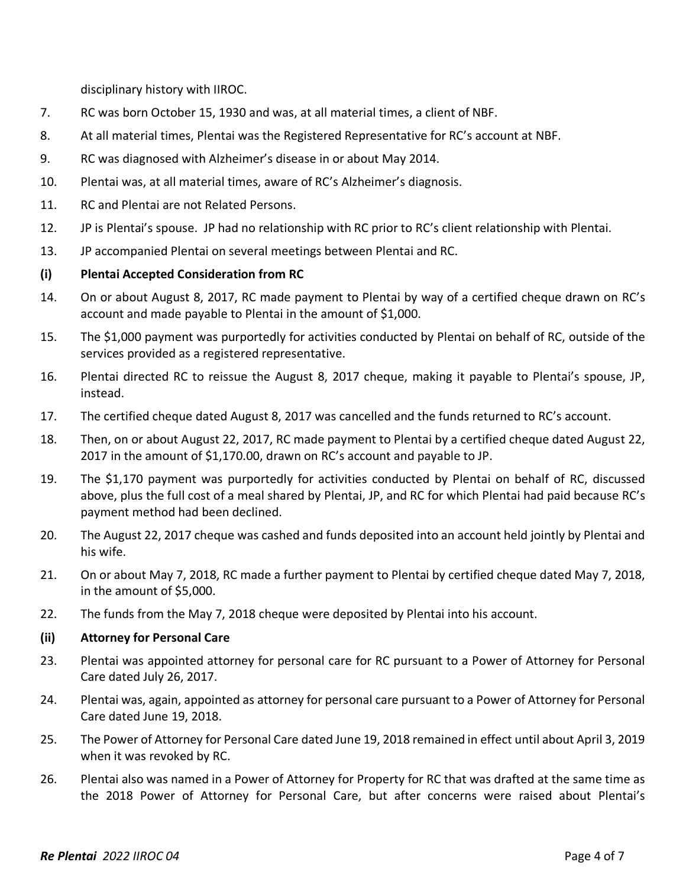disciplinary history with IIROC.

7. RC was born October 15, 1930 and was, at all material times, a client of NBF.

8. At all material times, Plentai was the Registered Representative for RC's account at NBF.

9. RC was diagnosed with Alzheimer's disease in or about May 2014.

10. Plentai was, at all material times, aware of RC's Alzheimer's diagnosis.

11. RC and Plentai are not Related Persons.

12. JP is Plentai's spouse. JP had no relationship with RC prior to RC's client relationship with Plentai.

13. JP accompanied Plentai on several meetings between Plentai and RC.

**(i) Plentai Accepted Consideration from RC**

14. On or about August 8, 2017, RC made payment to Plentai by way of a certified cheque drawn on RC's account and made payable to Plentai in the amount of $1,000.

15. The $1,000 payment was purportedly for activities conducted by Plentai on behalf of RC, outside of the services provided as a registered representative.

16. Plentai directed RC to reissue the August 8, 2017 cheque, making it payable to Plentai's spouse, JP, instead.

17. The certified cheque dated August 8, 2017 was cancelled and the funds returned to RC's account.

18. Then, on or about August 22, 2017, RC made payment to Plentai by a certified cheque dated August 22, 2017 in the amount of $1,170.00, drawn on RC's account and payable to JP.

19. The $1,170 payment was purportedly for activities conducted by Plentai on behalf of RC, discussed above, plus the full cost of a meal shared by Plentai, JP, and RC for which Plentai had paid because RC's payment method had been declined.

20. The August 22, 2017 cheque was cashed and funds deposited into an account held jointly by Plentai and his wife.

21. On or about May 7, 2018, RC made a further payment to Plentai by certified cheque dated May 7, 2018, in the amount of $5,000.

22. The funds from the May 7, 2018 cheque were deposited by Plentai into his account.

**(ii) Attorney for Personal Care**

23. Plentai was appointed attorney for personal care for RC pursuant to a Power of Attorney for Personal Care dated July 26, 2017.

24. Plentai was, again, appointed as attorney for personal care pursuant to a Power of Attorney for Personal Care dated June 19, 2018.

25. The Power of Attorney for Personal Care dated June 19, 2018 remained in effect until about April 3, 2019 when it was revoked by RC.

26. Plentai also was named in a Power of Attorney for Property for RC that was drafted at the same time as the 2018 Power of Attorney for Personal Care, but after concerns were raised about Plentai's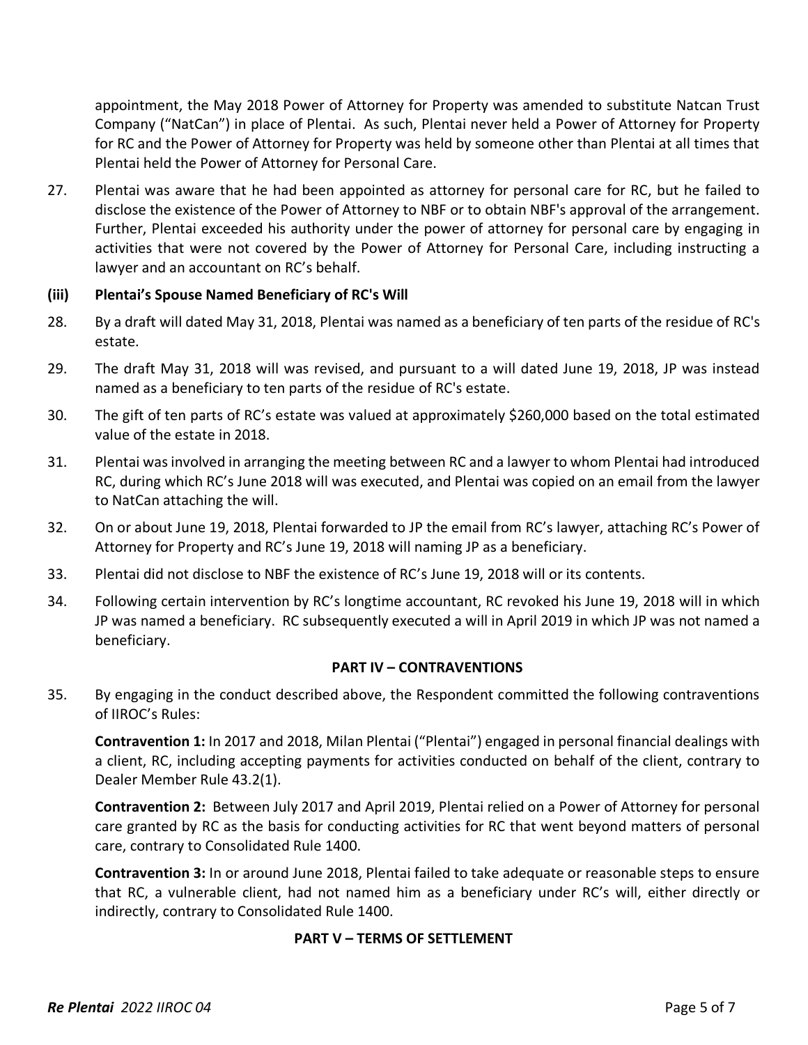appointment, the May 2018 Power of Attorney for Property was amended to substitute Natcan Trust Company ("NatCan") in place of Plentai. As such, Plentai never held a Power of Attorney for Property for RC and the Power of Attorney for Property was held by someone other than Plentai at all times that Plentai held the Power of Attorney for Personal Care.

27. Plentai was aware that he had been appointed as attorney for personal care for RC, but he failed to disclose the existence of the Power of Attorney to NBF or to obtain NBF's approval of the arrangement. Further, Plentai exceeded his authority under the power of attorney for personal care by engaging in activities that were not covered by the Power of Attorney for Personal Care, including instructing a lawyer and an accountant on RC's behalf.

### (iii) Plentai's Spouse Named Beneficiary of RC's Will

28. By a draft will dated May 31, 2018, Plentai was named as a beneficiary of ten parts of the residue of RC's estate.

29. The draft May 31, 2018 will was revised, and pursuant to a will dated June 19, 2018, JP was instead named as a beneficiary to ten parts of the residue of RC's estate.

30. The gift of ten parts of RC's estate was valued at approximately $260,000 based on the total estimated value of the estate in 2018.

31. Plentai was involved in arranging the meeting between RC and a lawyer to whom Plentai had introduced RC, during which RC's June 2018 will was executed, and Plentai was copied on an email from the lawyer to NatCan attaching the will.

32. On or about June 19, 2018, Plentai forwarded to JP the email from RC's lawyer, attaching RC's Power of Attorney for Property and RC's June 19, 2018 will naming JP as a beneficiary.

33. Plentai did not disclose to NBF the existence of RC's June 19, 2018 will or its contents.

34. Following certain intervention by RC's longtime accountant, RC revoked his June 19, 2018 will in which JP was named a beneficiary. RC subsequently executed a will in April 2019 in which JP was not named a beneficiary.

## PART IV – CONTRAVENTIONS

35. By engaging in the conduct described above, the Respondent committed the following contraventions of IIROC's Rules:

**Contravention 1:** In 2017 and 2018, Milan Plentai ("Plentai") engaged in personal financial dealings with a client, RC, including accepting payments for activities conducted on behalf of the client, contrary to Dealer Member Rule 43.2(1).

**Contravention 2:** Between July 2017 and April 2019, Plentai relied on a Power of Attorney for personal care granted by RC as the basis for conducting activities for RC that went beyond matters of personal care, contrary to Consolidated Rule 1400.

**Contravention 3:** In or around June 2018, Plentai failed to take adequate or reasonable steps to ensure that RC, a vulnerable client, had not named him as a beneficiary under RC's will, either directly or indirectly, contrary to Consolidated Rule 1400.

## PART V – TERMS OF SETTLEMENT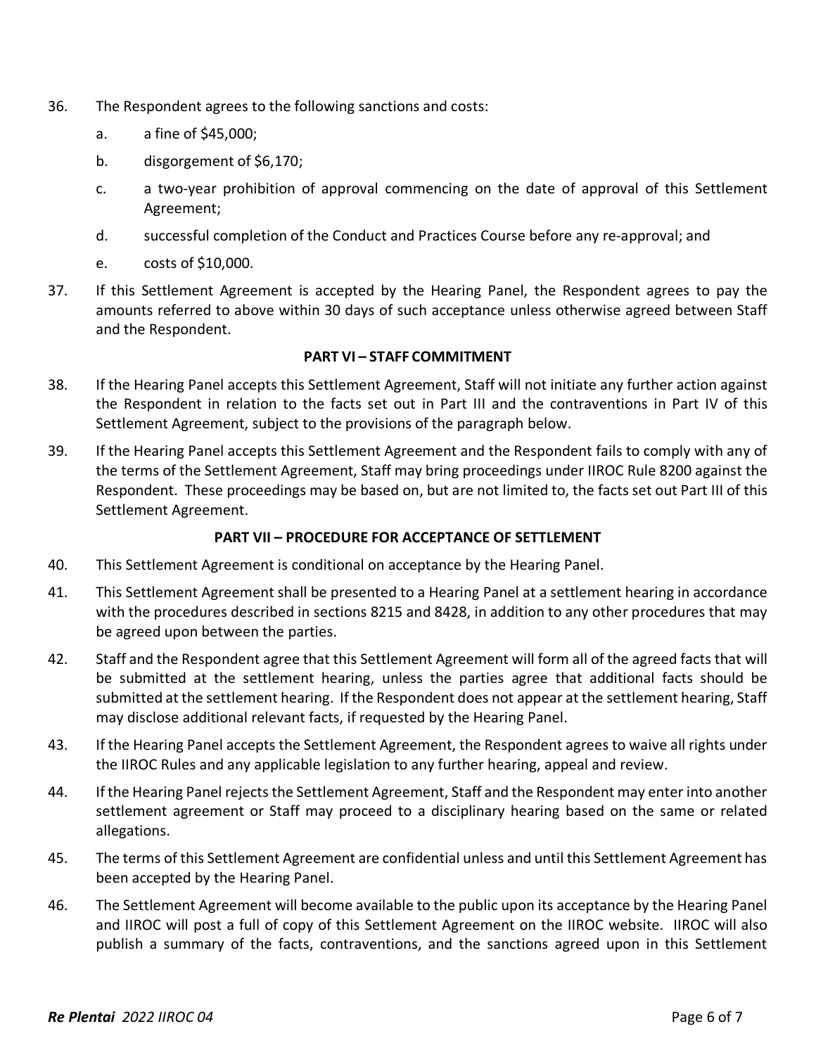36. The Respondent agrees to the following sanctions and costs:

    a. a fine of $45,000;

    b. disgorgement of $6,170;

    c. a two-year prohibition of approval commencing on the date of approval of this Settlement Agreement;

    d. successful completion of the Conduct and Practices Course before any re-approval; and

    e. costs of $10,000.

37. If this Settlement Agreement is accepted by the Hearing Panel, the Respondent agrees to pay the amounts referred to above within 30 days of such acceptance unless otherwise agreed between Staff and the Respondent.

**PART VI – STAFF COMMITMENT**

38. If the Hearing Panel accepts this Settlement Agreement, Staff will not initiate any further action against the Respondent in relation to the facts set out in Part III and the contraventions in Part IV of this Settlement Agreement, subject to the provisions of the paragraph below.

39. If the Hearing Panel accepts this Settlement Agreement and the Respondent fails to comply with any of the terms of the Settlement Agreement, Staff may bring proceedings under IIROC Rule 8200 against the Respondent. These proceedings may be based on, but are not limited to, the facts set out Part III of this Settlement Agreement.

**PART VII – PROCEDURE FOR ACCEPTANCE OF SETTLEMENT**

40. This Settlement Agreement is conditional on acceptance by the Hearing Panel.

41. This Settlement Agreement shall be presented to a Hearing Panel at a settlement hearing in accordance with the procedures described in sections 8215 and 8428, in addition to any other procedures that may be agreed upon between the parties.

42. Staff and the Respondent agree that this Settlement Agreement will form all of the agreed facts that will be submitted at the settlement hearing, unless the parties agree that additional facts should be submitted at the settlement hearing. If the Respondent does not appear at the settlement hearing, Staff may disclose additional relevant facts, if requested by the Hearing Panel.

43. If the Hearing Panel accepts the Settlement Agreement, the Respondent agrees to waive all rights under the IIROC Rules and any applicable legislation to any further hearing, appeal and review.

44. If the Hearing Panel rejects the Settlement Agreement, Staff and the Respondent may enter into another settlement agreement or Staff may proceed to a disciplinary hearing based on the same or related allegations.

45. The terms of this Settlement Agreement are confidential unless and until this Settlement Agreement has been accepted by the Hearing Panel.

46. The Settlement Agreement will become available to the public upon its acceptance by the Hearing Panel and IIROC will post a full of copy of this Settlement Agreement on the IIROC website. IIROC will also publish a summary of the facts, contraventions, and the sanctions agreed upon in this Settlement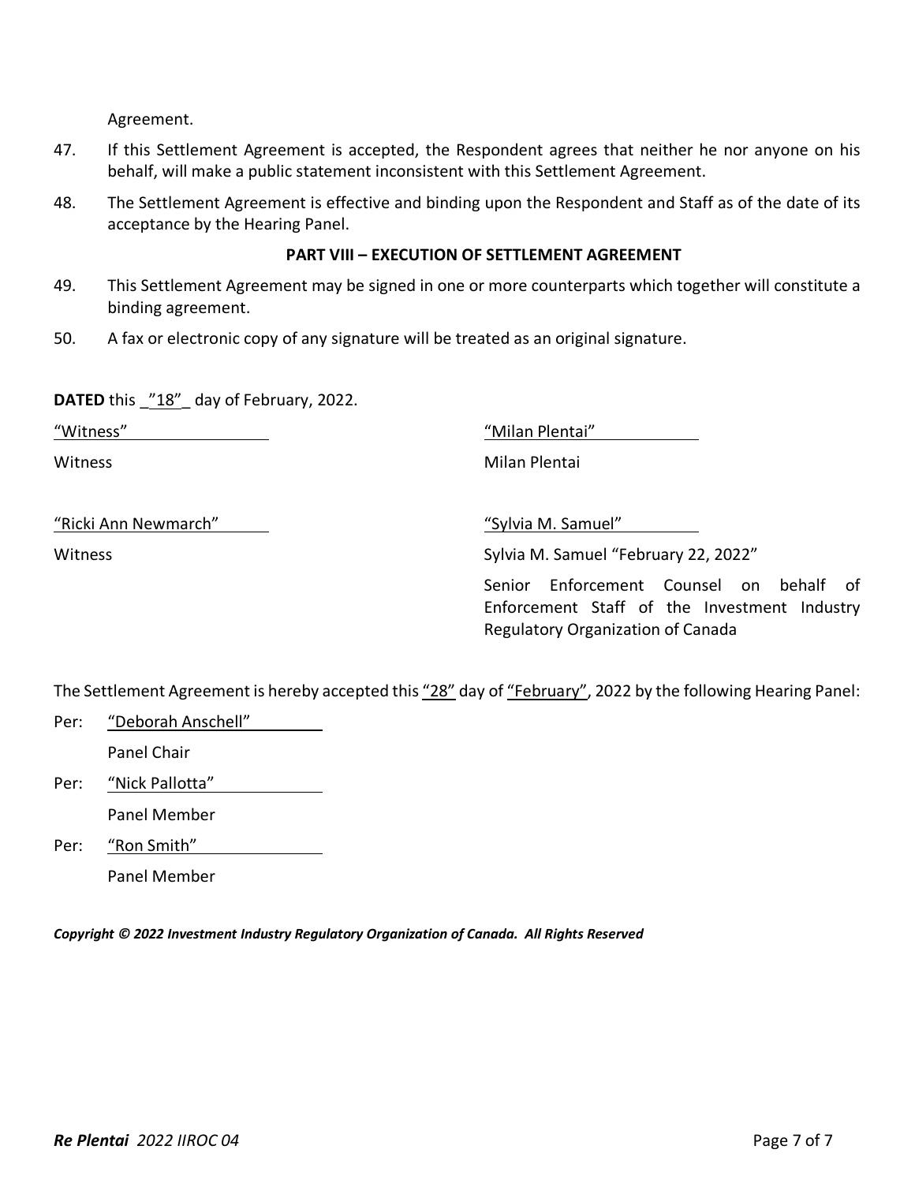Agreement.

47. If this Settlement Agreement is accepted, the Respondent agrees that neither he nor anyone on his behalf, will make a public statement inconsistent with this Settlement Agreement.

48. The Settlement Agreement is effective and binding upon the Respondent and Staff as of the date of its acceptance by the Hearing Panel.

**PART VIII – EXECUTION OF SETTLEMENT AGREEMENT**

49. This Settlement Agreement may be signed in one or more counterparts which together will constitute a binding agreement.

50. A fax or electronic copy of any signature will be treated as an original signature.

**DATED** this _"18"_ day of February, 2022.

"Witness"
Witness

"Milan Plentai"
Milan Plentai

"Ricki Ann Newmarch"
Witness

"Sylvia M. Samuel"
Sylvia M. Samuel "February 22, 2022"
Senior Enforcement Counsel on behalf of Enforcement Staff of the Investment Industry Regulatory Organization of Canada

The Settlement Agreement is hereby accepted this "28" day of "February", 2022 by the following Hearing Panel:

Per: "Deborah Anschell"
Panel Chair

Per: "Nick Pallotta"
Panel Member

Per: "Ron Smith"
Panel Member

***Copyright © 2022 Investment Industry Regulatory Organization of Canada. All Rights Reserved***